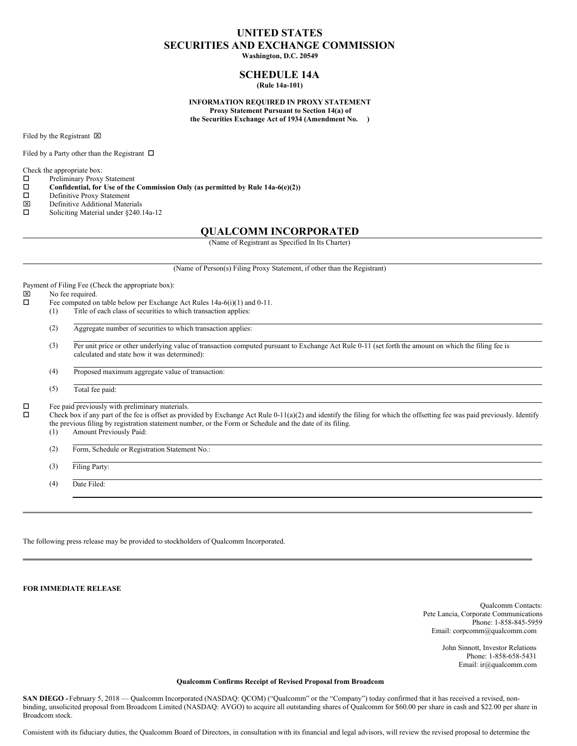# UNITED STATES
# SECURITIES AND EXCHANGE COMMISSION

**Washington, D.C. 20549**

## SCHEDULE 14A

**(Rule 14a-101)**

**INFORMATION REQUIRED IN PROXY STATEMENT**
**Proxy Statement Pursuant to Section 14(a) of**
**the Securities Exchange Act of 1934 (Amendment No. )**

Filed by the Registrant ☒

Filed by a Party other than the Registrant ☐

Check the appropriate box:

☐ Preliminary Proxy Statement
☐ **Confidential, for Use of the Commission Only (as permitted by Rule 14a-6(e)(2))**
☐ Definitive Proxy Statement
☒ Definitive Additional Materials
☐ Soliciting Material under §240.14a-12

## QUALCOMM INCORPORATED

(Name of Registrant as Specified In Its Charter)

(Name of Person(s) Filing Proxy Statement, if other than the Registrant)

Payment of Filing Fee (Check the appropriate box):

☒ No fee required.
☐ Fee computed on table below per Exchange Act Rules 14a-6(i)(1) and 0-11.

(1) Title of each class of securities to which transaction applies:

(2) Aggregate number of securities to which transaction applies:

(3) Per unit price or other underlying value of transaction computed pursuant to Exchange Act Rule 0-11 (set forth the amount on which the filing fee is calculated and state how it was determined):

(4) Proposed maximum aggregate value of transaction:

(5) Total fee paid:

☐ Fee paid previously with preliminary materials.
☐ Check box if any part of the fee is offset as provided by Exchange Act Rule 0-11(a)(2) and identify the filing for which the offsetting fee was paid previously. Identify the previous filing by registration statement number, or the Form or Schedule and the date of its filing.

(1) Amount Previously Paid:

(2) Form, Schedule or Registration Statement No.:

(3) Filing Party:

(4) Date Filed:

---

The following press release may be provided to stockholders of Qualcomm Incorporated.

---

**FOR IMMEDIATE RELEASE**

Qualcomm Contacts:
Pete Lancia, Corporate Communications
Phone: 1-858-845-5959
Email: corpcomm@qualcomm.com

John Sinnott, Investor Relations
Phone: 1-858-658-5431
Email: ir@qualcomm.com

**Qualcomm Confirms Receipt of Revised Proposal from Broadcom**

**SAN DIEGO -** February 5, 2018 — Qualcomm Incorporated (NASDAQ: QCOM) ("Qualcomm" or the "Company") today confirmed that it has received a revised, non-binding, unsolicited proposal from Broadcom Limited (NASDAQ: AVGO) to acquire all outstanding shares of Qualcomm for $60.00 per share in cash and $22.00 per share in Broadcom stock.

Consistent with its fiduciary duties, the Qualcomm Board of Directors, in consultation with its financial and legal advisors, will review the revised proposal to determine the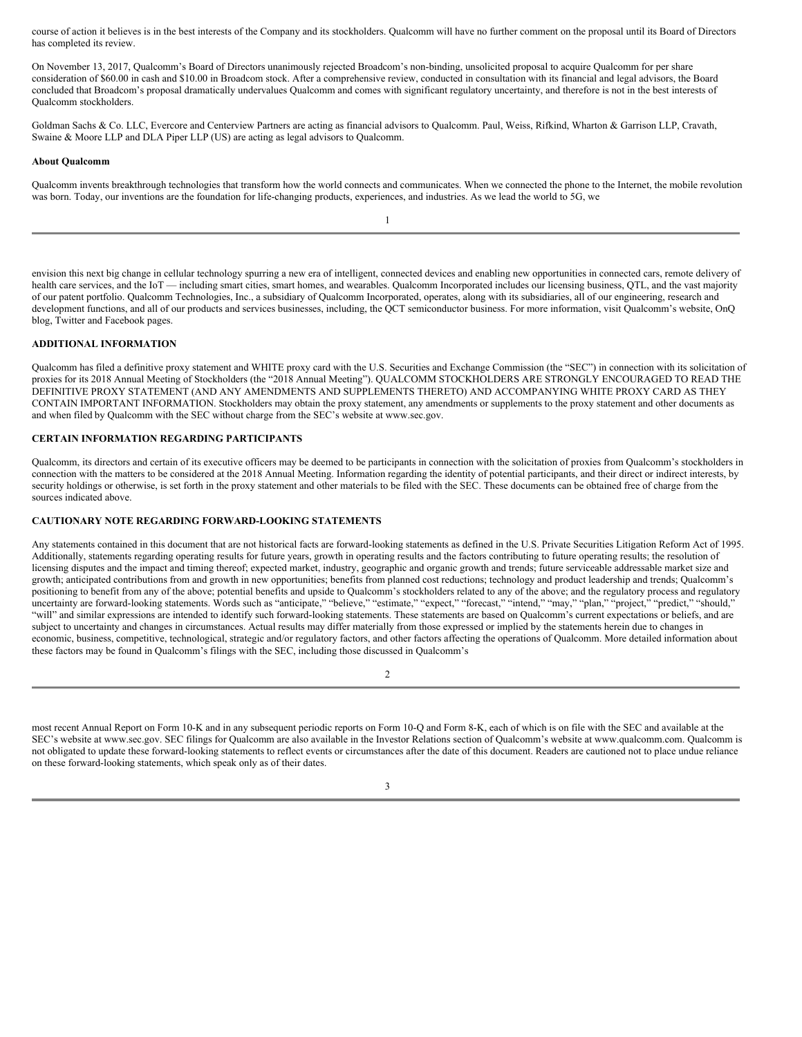course of action it believes is in the best interests of the Company and its stockholders. Qualcomm will have no further comment on the proposal until its Board of Directors has completed its review.

On November 13, 2017, Qualcomm's Board of Directors unanimously rejected Broadcom's non-binding, unsolicited proposal to acquire Qualcomm for per share consideration of $60.00 in cash and $10.00 in Broadcom stock. After a comprehensive review, conducted in consultation with its financial and legal advisors, the Board concluded that Broadcom's proposal dramatically undervalues Qualcomm and comes with significant regulatory uncertainty, and therefore is not in the best interests of Qualcomm stockholders.

Goldman Sachs & Co. LLC, Evercore and Centerview Partners are acting as financial advisors to Qualcomm. Paul, Weiss, Rifkind, Wharton & Garrison LLP, Cravath, Swaine & Moore LLP and DLA Piper LLP (US) are acting as legal advisors to Qualcomm.

**About Qualcomm**

Qualcomm invents breakthrough technologies that transform how the world connects and communicates. When we connected the phone to the Internet, the mobile revolution was born. Today, our inventions are the foundation for life-changing products, experiences, and industries. As we lead the world to 5G, we envision this next big change in cellular technology spurring a new era of intelligent, connected devices and enabling new opportunities in connected cars, remote delivery of health care services, and the IoT — including smart cities, smart homes, and wearables. Qualcomm Incorporated includes our licensing business, QTL, and the vast majority of our patent portfolio. Qualcomm Technologies, Inc., a subsidiary of Qualcomm Incorporated, operates, along with its subsidiaries, all of our engineering, research and development functions, and all of our products and services businesses, including, the QCT semiconductor business. For more information, visit Qualcomm's website, OnQ blog, Twitter and Facebook pages.

**ADDITIONAL INFORMATION**

Qualcomm has filed a definitive proxy statement and WHITE proxy card with the U.S. Securities and Exchange Commission (the "SEC") in connection with its solicitation of proxies for its 2018 Annual Meeting of Stockholders (the "2018 Annual Meeting"). QUALCOMM STOCKHOLDERS ARE STRONGLY ENCOURAGED TO READ THE DEFINITIVE PROXY STATEMENT (AND ANY AMENDMENTS AND SUPPLEMENTS THERETO) AND ACCOMPANYING WHITE PROXY CARD AS THEY CONTAIN IMPORTANT INFORMATION. Stockholders may obtain the proxy statement, any amendments or supplements to the proxy statement and other documents as and when filed by Qualcomm with the SEC without charge from the SEC's website at www.sec.gov.

**CERTAIN INFORMATION REGARDING PARTICIPANTS**

Qualcomm, its directors and certain of its executive officers may be deemed to be participants in connection with the solicitation of proxies from Qualcomm's stockholders in connection with the matters to be considered at the 2018 Annual Meeting. Information regarding the identity of potential participants, and their direct or indirect interests, by security holdings or otherwise, is set forth in the proxy statement and other materials to be filed with the SEC. These documents can be obtained free of charge from the sources indicated above.

**CAUTIONARY NOTE REGARDING FORWARD-LOOKING STATEMENTS**

Any statements contained in this document that are not historical facts are forward-looking statements as defined in the U.S. Private Securities Litigation Reform Act of 1995. Additionally, statements regarding operating results for future years, growth in operating results and the factors contributing to future operating results; the resolution of licensing disputes and the impact and timing thereof; expected market, industry, geographic and organic growth and trends; future serviceable addressable market size and growth; anticipated contributions from and growth in new opportunities; benefits from planned cost reductions; technology and product leadership and trends; Qualcomm's positioning to benefit from any of the above; potential benefits and upside to Qualcomm's stockholders related to any of the above; and the regulatory process and regulatory uncertainty are forward-looking statements. Words such as "anticipate," "believe," "estimate," "expect," "forecast," "intend," "may," "plan," "project," "predict," "should," "will" and similar expressions are intended to identify such forward-looking statements. These statements are based on Qualcomm's current expectations or beliefs, and are subject to uncertainty and changes in circumstances. Actual results may differ materially from those expressed or implied by the statements herein due to changes in economic, business, competitive, technological, strategic and/or regulatory factors, and other factors affecting the operations of Qualcomm. More detailed information about these factors may be found in Qualcomm's filings with the SEC, including those discussed in Qualcomm's most recent Annual Report on Form 10-K and in any subsequent periodic reports on Form 10-Q and Form 8-K, each of which is on file with the SEC and available at the SEC's website at www.sec.gov. SEC filings for Qualcomm are also available in the Investor Relations section of Qualcomm's website at www.qualcomm.com. Qualcomm is not obligated to update these forward-looking statements to reflect events or circumstances after the date of this document. Readers are cautioned not to place undue reliance on these forward-looking statements, which speak only as of their dates.